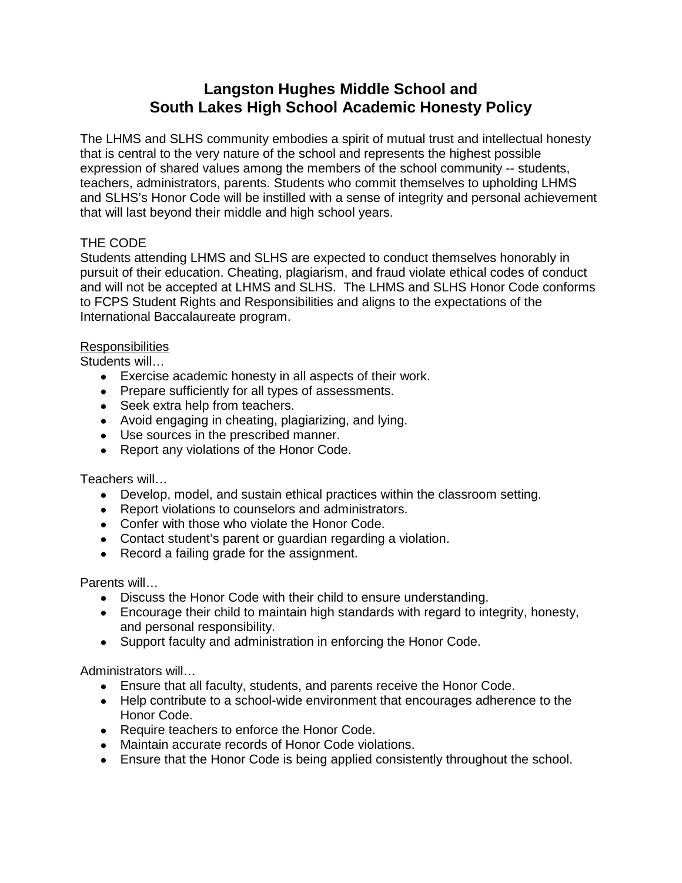# Langston Hughes Middle School and South Lakes High School Academic Honesty Policy

The LHMS and SLHS community embodies a spirit of mutual trust and intellectual honesty that is central to the very nature of the school and represents the highest possible expression of shared values among the members of the school community -- students, teachers, administrators, parents. Students who commit themselves to upholding LHMS and SLHS's Honor Code will be instilled with a sense of integrity and personal achievement that will last beyond their middle and high school years.

## THE CODE

Students attending LHMS and SLHS are expected to conduct themselves honorably in pursuit of their education. Cheating, plagiarism, and fraud violate ethical codes of conduct and will not be accepted at LHMS and SLHS. The LHMS and SLHS Honor Code conforms to FCPS Student Rights and Responsibilities and aligns to the expectations of the International Baccalaureate program.

### Responsibilities

Students will…

- Exercise academic honesty in all aspects of their work.
- Prepare sufficiently for all types of assessments.
- Seek extra help from teachers.
- Avoid engaging in cheating, plagiarizing, and lying.
- Use sources in the prescribed manner.
- Report any violations of the Honor Code.

Teachers will…

- Develop, model, and sustain ethical practices within the classroom setting.
- Report violations to counselors and administrators.
- Confer with those who violate the Honor Code.
- Contact student's parent or guardian regarding a violation.
- Record a failing grade for the assignment.

Parents will…

- Discuss the Honor Code with their child to ensure understanding.
- Encourage their child to maintain high standards with regard to integrity, honesty, and personal responsibility.
- Support faculty and administration in enforcing the Honor Code.

Administrators will…

- Ensure that all faculty, students, and parents receive the Honor Code.
- Help contribute to a school-wide environment that encourages adherence to the Honor Code.
- Require teachers to enforce the Honor Code.
- Maintain accurate records of Honor Code violations.
- Ensure that the Honor Code is being applied consistently throughout the school.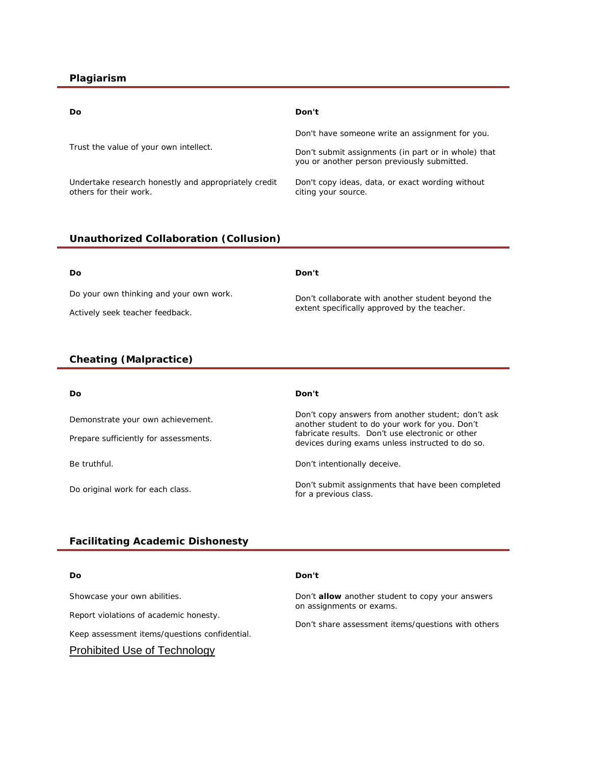## Plagiarism

| Do | Don't |
|---|---|
| Trust the value of your own intellect. | Don't have someone write an assignment for you.<br><br>Don't submit assignments (in part or in whole) that you or another person previously submitted. |
| Undertake research honestly and appropriately credit others for their work. | Don't copy ideas, data, or exact wording without citing your source. |

## Unauthorized Collaboration (Collusion)

| Do | Don't |
|---|---|
| Do your own thinking and your own work.<br><br>Actively seek teacher feedback. | Don't collaborate with another student beyond the extent specifically approved by the teacher. |

## Cheating (Malpractice)

| Do | Don't |
|---|---|
| Demonstrate your own achievement.<br><br>Prepare sufficiently for assessments. | Don't copy answers from another student; don't ask another student to do your work for you. Don't fabricate results. Don't use electronic or other devices during exams unless instructed to do so. |
| Be truthful. | Don't intentionally deceive. |
| Do original work for each class. | Don't submit assignments that have been completed for a previous class. |

## Facilitating Academic Dishonesty

| Do | Don't |
|---|---|
| Showcase your own abilities.<br><br>Report violations of academic honesty.<br><br>Keep assessment items/questions confidential. | Don't **allow** another student to copy your answers on assignments or exams.<br><br>Don't share assessment items/questions with others |

Prohibited Use of Technology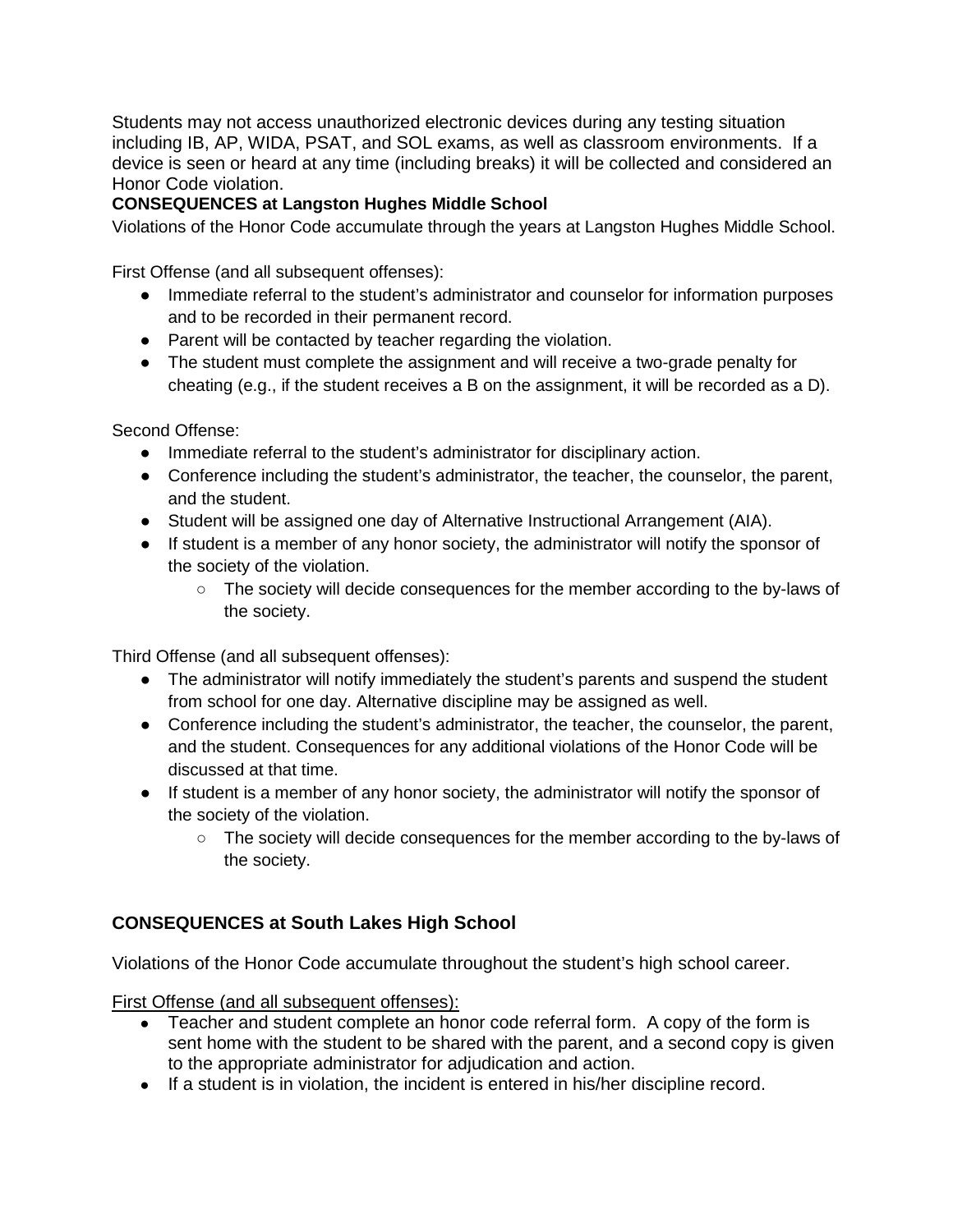Students may not access unauthorized electronic devices during any testing situation including IB, AP, WIDA, PSAT, and SOL exams, as well as classroom environments. If a device is seen or heard at any time (including breaks) it will be collected and considered an Honor Code violation.

**CONSEQUENCES at Langston Hughes Middle School**

Violations of the Honor Code accumulate through the years at Langston Hughes Middle School.

First Offense (and all subsequent offenses):

- Immediate referral to the student's administrator and counselor for information purposes and to be recorded in their permanent record.
- Parent will be contacted by teacher regarding the violation.
- The student must complete the assignment and will receive a two-grade penalty for cheating (e.g., if the student receives a B on the assignment, it will be recorded as a D).

Second Offense:

- Immediate referral to the student's administrator for disciplinary action.
- Conference including the student's administrator, the teacher, the counselor, the parent, and the student.
- Student will be assigned one day of Alternative Instructional Arrangement (AIA).
- If student is a member of any honor society, the administrator will notify the sponsor of the society of the violation.
  - The society will decide consequences for the member according to the by-laws of the society.

Third Offense (and all subsequent offenses):

- The administrator will notify immediately the student's parents and suspend the student from school for one day. Alternative discipline may be assigned as well.
- Conference including the student's administrator, the teacher, the counselor, the parent, and the student. Consequences for any additional violations of the Honor Code will be discussed at that time.
- If student is a member of any honor society, the administrator will notify the sponsor of the society of the violation.
  - The society will decide consequences for the member according to the by-laws of the society.

### CONSEQUENCES at South Lakes High School

Violations of the Honor Code accumulate throughout the student's high school career.

First Offense (and all subsequent offenses):

- Teacher and student complete an honor code referral form. A copy of the form is sent home with the student to be shared with the parent, and a second copy is given to the appropriate administrator for adjudication and action.
- If a student is in violation, the incident is entered in his/her discipline record.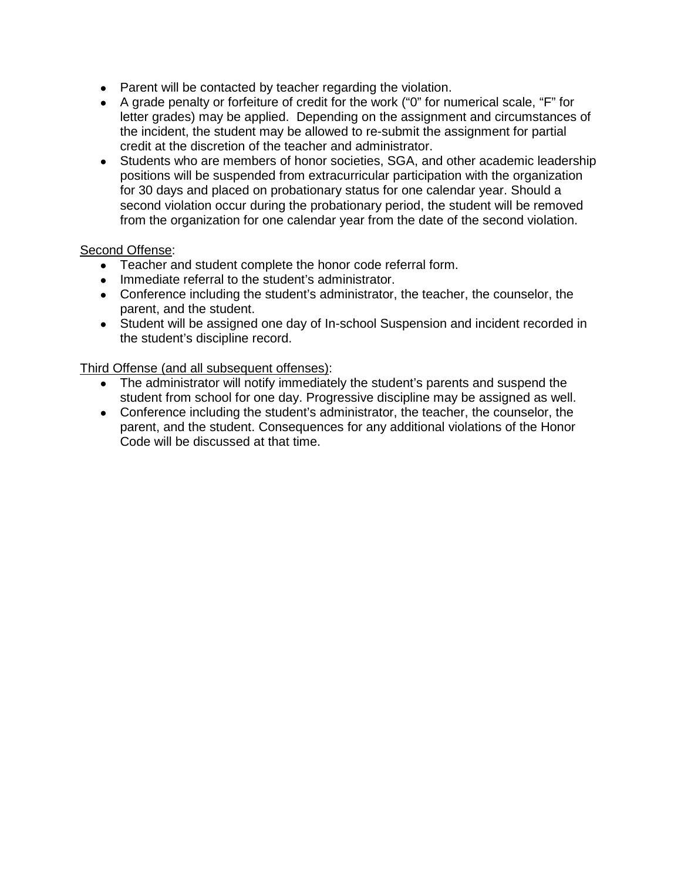- Parent will be contacted by teacher regarding the violation.
- A grade penalty or forfeiture of credit for the work ("0" for numerical scale, "F" for letter grades) may be applied. Depending on the assignment and circumstances of the incident, the student may be allowed to re-submit the assignment for partial credit at the discretion of the teacher and administrator.
- Students who are members of honor societies, SGA, and other academic leadership positions will be suspended from extracurricular participation with the organization for 30 days and placed on probationary status for one calendar year. Should a second violation occur during the probationary period, the student will be removed from the organization for one calendar year from the date of the second violation.

<u>Second Offense</u>:

- Teacher and student complete the honor code referral form.
- Immediate referral to the student's administrator.
- Conference including the student's administrator, the teacher, the counselor, the parent, and the student.
- Student will be assigned one day of In-school Suspension and incident recorded in the student's discipline record.

<u>Third Offense (and all subsequent offenses)</u>:

- The administrator will notify immediately the student's parents and suspend the student from school for one day. Progressive discipline may be assigned as well.
- Conference including the student's administrator, the teacher, the counselor, the parent, and the student. Consequences for any additional violations of the Honor Code will be discussed at that time.